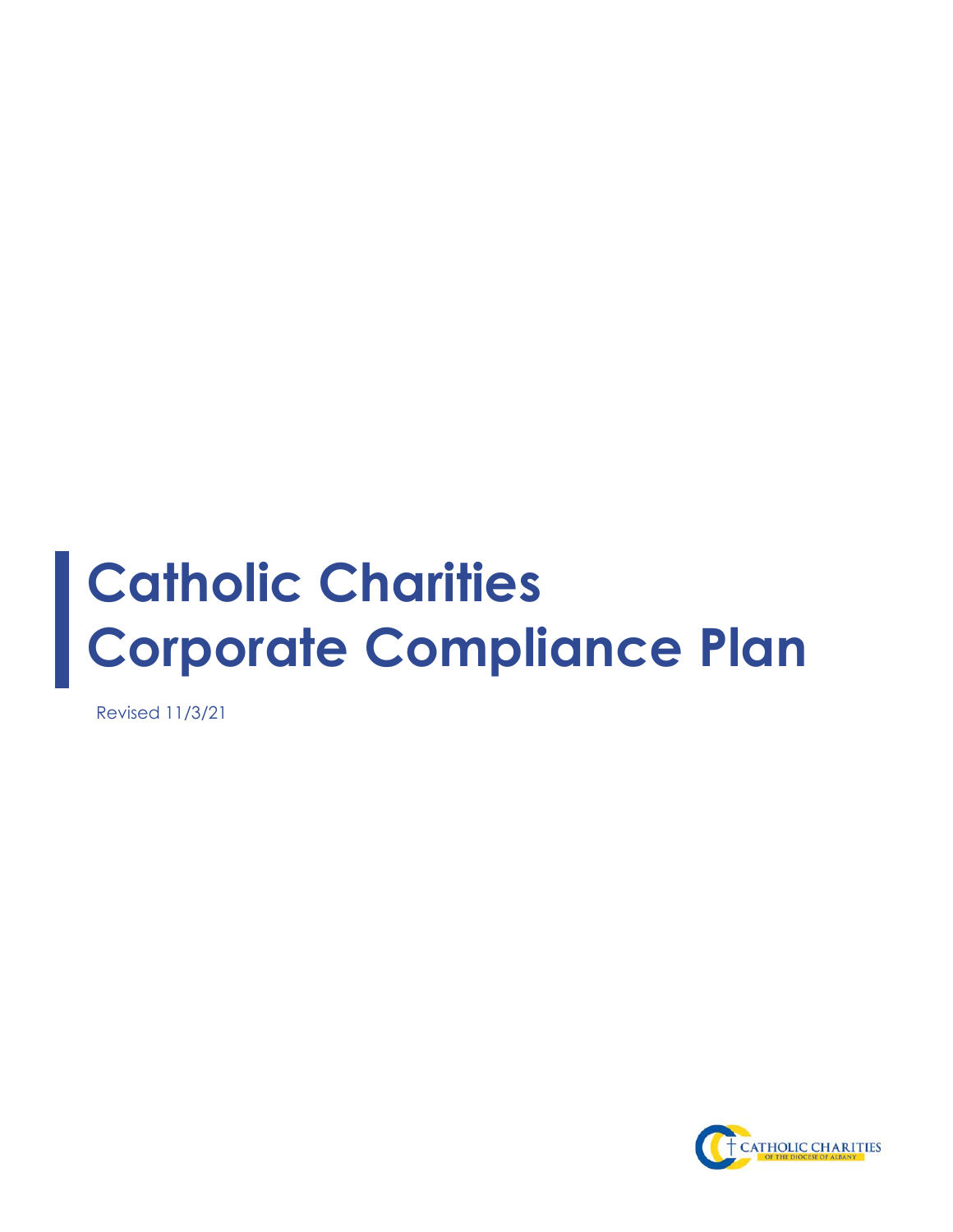# Catholic Charities
# Corporate Compliance Plan

Revised 11/3/21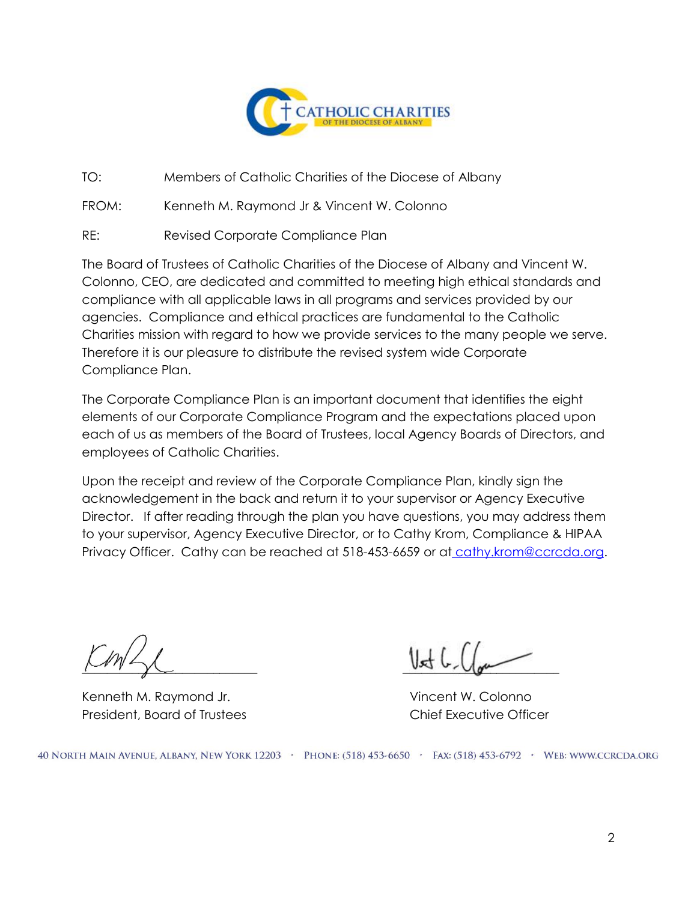CATHOLIC CHARITIES
OF THE DIOCESE OF ALBANY

TO: Members of Catholic Charities of the Diocese of Albany

FROM: Kenneth M. Raymond Jr & Vincent W. Colonno

RE: Revised Corporate Compliance Plan

The Board of Trustees of Catholic Charities of the Diocese of Albany and Vincent W. Colonno, CEO, are dedicated and committed to meeting high ethical standards and compliance with all applicable laws in all programs and services provided by our agencies. Compliance and ethical practices are fundamental to the Catholic Charities mission with regard to how we provide services to the many people we serve. Therefore it is our pleasure to distribute the revised system wide Corporate Compliance Plan.

The Corporate Compliance Plan is an important document that identifies the eight elements of our Corporate Compliance Program and the expectations placed upon each of us as members of the Board of Trustees, local Agency Boards of Directors, and employees of Catholic Charities.

Upon the receipt and review of the Corporate Compliance Plan, kindly sign the acknowledgement in the back and return it to your supervisor or Agency Executive Director. If after reading through the plan you have questions, you may address them to your supervisor, Agency Executive Director, or to Cathy Krom, Compliance & HIPAA Privacy Officer. Cathy can be reached at 518-453-6659 or at cathy.krom@ccrcda.org.

Kenneth M. Raymond Jr.
President, Board of Trustees

Vincent W. Colonno
Chief Executive Officer

40 North Main Avenue, Albany, New York 12203 · Phone: (518) 453-6650 · Fax: (518) 453-6792 · Web: www.ccrcda.org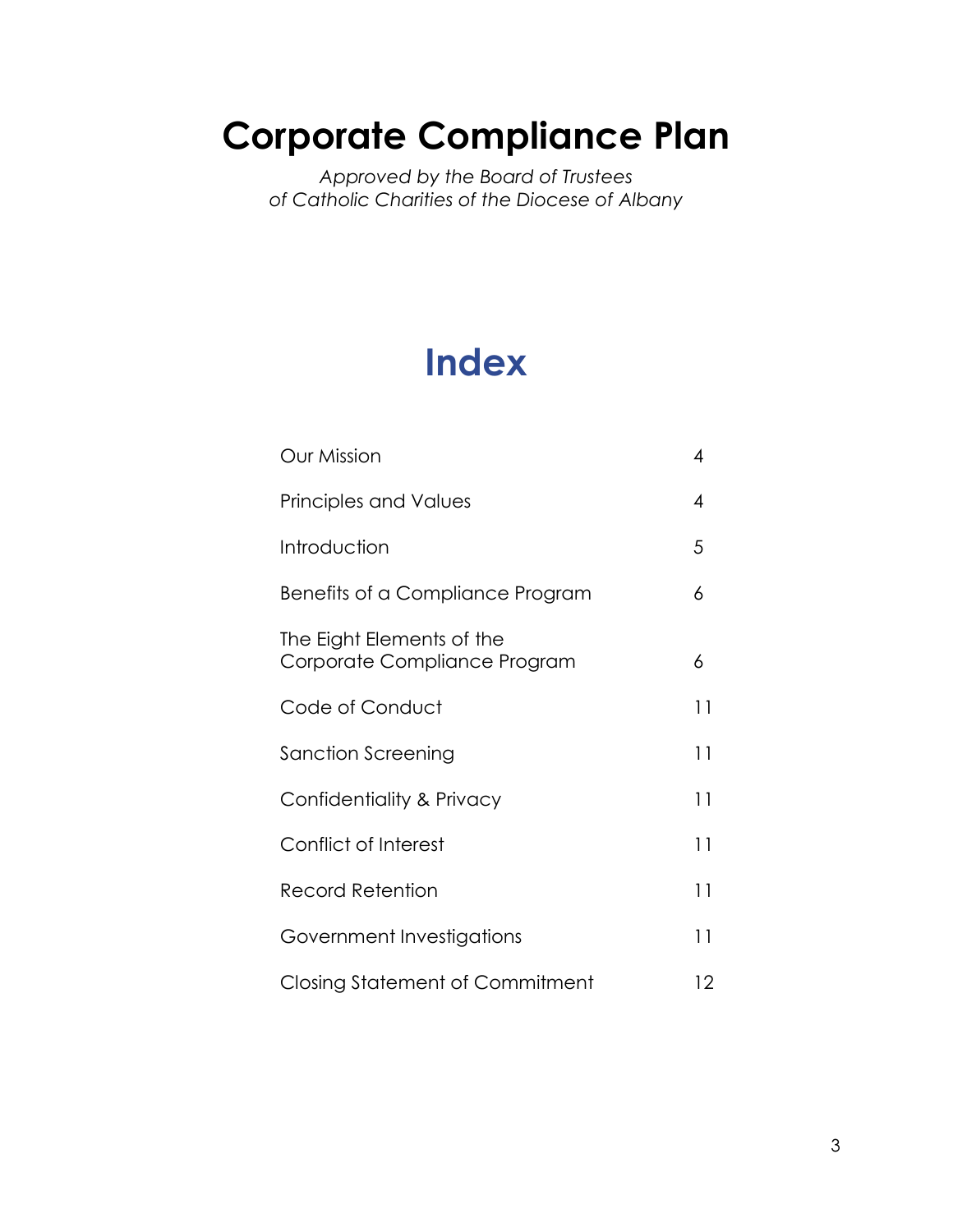# Corporate Compliance Plan

*Approved by the Board of Trustees*
*of Catholic Charities of the Diocese of Albany*

## Index

| | |
|---|---|
| Our Mission | 4 |
| Principles and Values | 4 |
| Introduction | 5 |
| Benefits of a Compliance Program | 6 |
| The Eight Elements of the Corporate Compliance Program | 6 |
| Code of Conduct | 11 |
| Sanction Screening | 11 |
| Confidentiality & Privacy | 11 |
| Conflict of Interest | 11 |
| Record Retention | 11 |
| Government Investigations | 11 |
| Closing Statement of Commitment | 12 |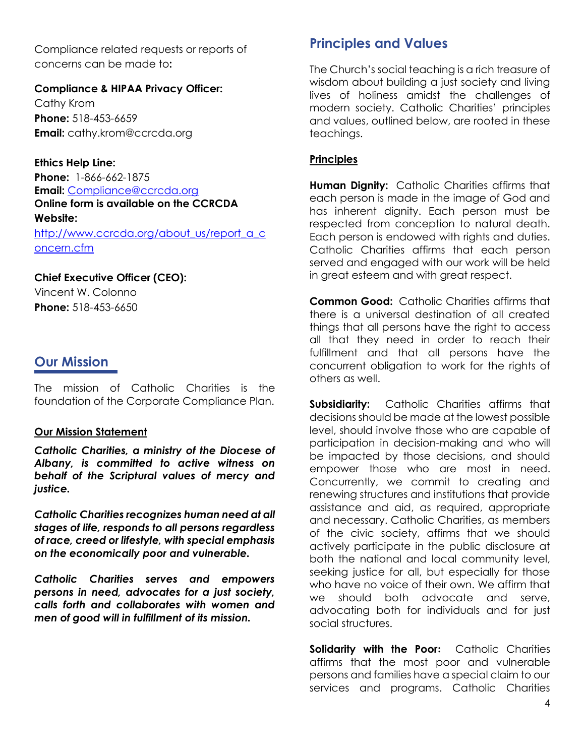Compliance related requests or reports of concerns can be made to**:**

**Compliance & HIPAA Privacy Officer:**
Cathy Krom
**Phone:** 518-453-6659
**Email:** cathy.krom@ccrcda.org

**Ethics Help Line:**
**Phone:** 1-866-662-1875
**Email:** Compliance@ccrcda.org
**Online form is available on the CCRCDA Website:**
http://www.ccrcda.org/about_us/report_a_concern.cfm

**Chief Executive Officer (CEO):**
Vincent W. Colonno
**Phone:** 518-453-6650

## Our Mission

The mission of Catholic Charities is the foundation of the Corporate Compliance Plan.

**Our Mission Statement**

***Catholic Charities, a ministry of the Diocese of Albany, is committed to active witness on behalf of the Scriptural values of mercy and justice.***

***Catholic Charities recognizes human need at all stages of life, responds to all persons regardless of race, creed or lifestyle, with special emphasis on the economically poor and vulnerable.***

***Catholic Charities serves and empowers persons in need, advocates for a just society, calls forth and collaborates with women and men of good will in fulfillment of its mission.***

## Principles and Values

The Church's social teaching is a rich treasure of wisdom about building a just society and living lives of holiness amidst the challenges of modern society. Catholic Charities' principles and values, outlined below, are rooted in these teachings.

**Principles**

**Human Dignity:** Catholic Charities affirms that each person is made in the image of God and has inherent dignity. Each person must be respected from conception to natural death. Each person is endowed with rights and duties. Catholic Charities affirms that each person served and engaged with our work will be held in great esteem and with great respect.

**Common Good:** Catholic Charities affirms that there is a universal destination of all created things that all persons have the right to access all that they need in order to reach their fulfillment and that all persons have the concurrent obligation to work for the rights of others as well.

**Subsidiarity:** Catholic Charities affirms that decisions should be made at the lowest possible level, should involve those who are capable of participation in decision-making and who will be impacted by those decisions, and should empower those who are most in need. Concurrently, we commit to creating and renewing structures and institutions that provide assistance and aid, as required, appropriate and necessary. Catholic Charities, as members of the civic society, affirms that we should actively participate in the public disclosure at both the national and local community level, seeking justice for all, but especially for those who have no voice of their own. We affirm that we should both advocate and serve, advocating both for individuals and for just social structures.

**Solidarity with the Poor:** Catholic Charities affirms that the most poor and vulnerable persons and families have a special claim to our services and programs. Catholic Charities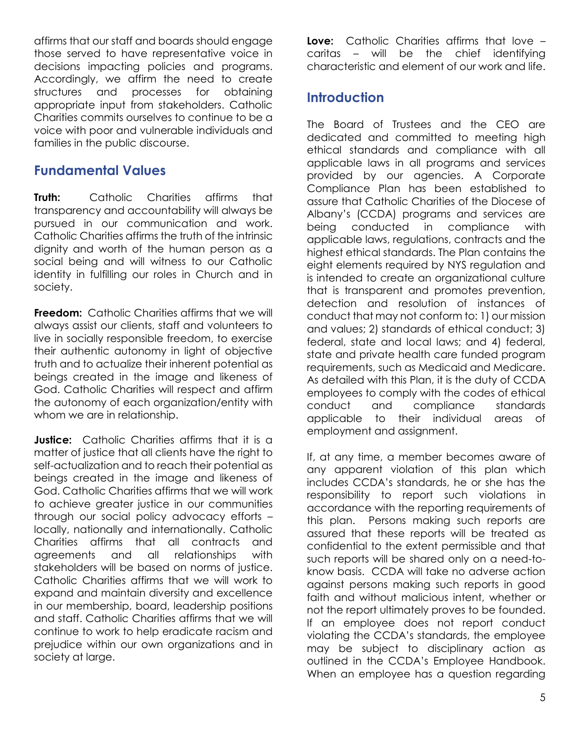affirms that our staff and boards should engage those served to have representative voice in decisions impacting policies and programs. Accordingly, we affirm the need to create structures and processes for obtaining appropriate input from stakeholders. Catholic Charities commits ourselves to continue to be a voice with poor and vulnerable individuals and families in the public discourse.

## Fundamental Values

**Truth:** Catholic Charities affirms that transparency and accountability will always be pursued in our communication and work. Catholic Charities affirms the truth of the intrinsic dignity and worth of the human person as a social being and will witness to our Catholic identity in fulfilling our roles in Church and in society.

**Freedom:** Catholic Charities affirms that we will always assist our clients, staff and volunteers to live in socially responsible freedom, to exercise their authentic autonomy in light of objective truth and to actualize their inherent potential as beings created in the image and likeness of God. Catholic Charities will respect and affirm the autonomy of each organization/entity with whom we are in relationship.

**Justice:** Catholic Charities affirms that it is a matter of justice that all clients have the right to self-actualization and to reach their potential as beings created in the image and likeness of God. Catholic Charities affirms that we will work to achieve greater justice in our communities through our social policy advocacy efforts – locally, nationally and internationally. Catholic Charities affirms that all contracts and agreements and all relationships with stakeholders will be based on norms of justice. Catholic Charities affirms that we will work to expand and maintain diversity and excellence in our membership, board, leadership positions and staff. Catholic Charities affirms that we will continue to work to help eradicate racism and prejudice within our own organizations and in society at large.

**Love:** Catholic Charities affirms that love – caritas – will be the chief identifying characteristic and element of our work and life.

## Introduction

The Board of Trustees and the CEO are dedicated and committed to meeting high ethical standards and compliance with all applicable laws in all programs and services provided by our agencies. A Corporate Compliance Plan has been established to assure that Catholic Charities of the Diocese of Albany's (CCDA) programs and services are being conducted in compliance with applicable laws, regulations, contracts and the highest ethical standards. The Plan contains the eight elements required by NYS regulation and is intended to create an organizational culture that is transparent and promotes prevention, detection and resolution of instances of conduct that may not conform to: 1) our mission and values; 2) standards of ethical conduct; 3) federal, state and local laws; and 4) federal, state and private health care funded program requirements, such as Medicaid and Medicare. As detailed with this Plan, it is the duty of CCDA employees to comply with the codes of ethical conduct and compliance standards applicable to their individual areas of employment and assignment.

If, at any time, a member becomes aware of any apparent violation of this plan which includes CCDA's standards, he or she has the responsibility to report such violations in accordance with the reporting requirements of this plan. Persons making such reports are assured that these reports will be treated as confidential to the extent permissible and that such reports will be shared only on a need-to-know basis. CCDA will take no adverse action against persons making such reports in good faith and without malicious intent, whether or not the report ultimately proves to be founded. If an employee does not report conduct violating the CCDA's standards, the employee may be subject to disciplinary action as outlined in the CCDA's Employee Handbook. When an employee has a question regarding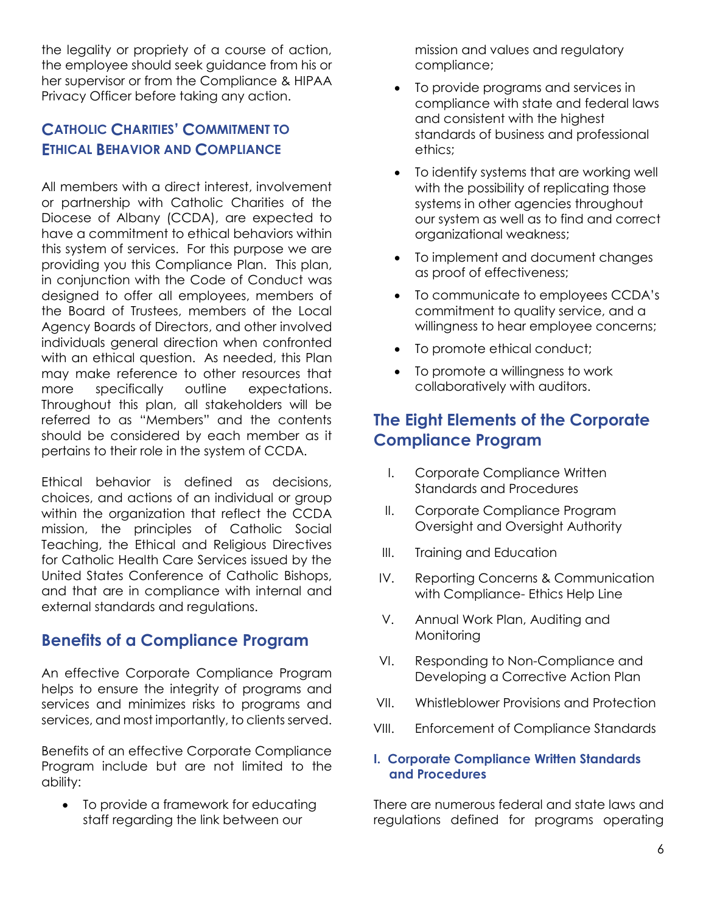the legality or propriety of a course of action, the employee should seek guidance from his or her supervisor or from the Compliance & HIPAA Privacy Officer before taking any action.

### Catholic Charities' Commitment to Ethical Behavior and Compliance

All members with a direct interest, involvement or partnership with Catholic Charities of the Diocese of Albany (CCDA), are expected to have a commitment to ethical behaviors within this system of services. For this purpose we are providing you this Compliance Plan. This plan, in conjunction with the Code of Conduct was designed to offer all employees, members of the Board of Trustees, members of the Local Agency Boards of Directors, and other involved individuals general direction when confronted with an ethical question. As needed, this Plan may make reference to other resources that more specifically outline expectations. Throughout this plan, all stakeholders will be referred to as "Members" and the contents should be considered by each member as it pertains to their role in the system of CCDA.

Ethical behavior is defined as decisions, choices, and actions of an individual or group within the organization that reflect the CCDA mission, the principles of Catholic Social Teaching, the Ethical and Religious Directives for Catholic Health Care Services issued by the United States Conference of Catholic Bishops, and that are in compliance with internal and external standards and regulations.

## Benefits of a Compliance Program

An effective Corporate Compliance Program helps to ensure the integrity of programs and services and minimizes risks to programs and services, and most importantly, to clients served.

Benefits of an effective Corporate Compliance Program include but are not limited to the ability:

- To provide a framework for educating staff regarding the link between our mission and values and regulatory compliance;
- To provide programs and services in compliance with state and federal laws and consistent with the highest standards of business and professional ethics;
- To identify systems that are working well with the possibility of replicating those systems in other agencies throughout our system as well as to find and correct organizational weakness;
- To implement and document changes as proof of effectiveness;
- To communicate to employees CCDA's commitment to quality service, and a willingness to hear employee concerns;
- To promote ethical conduct;
- To promote a willingness to work collaboratively with auditors.

## The Eight Elements of the Corporate Compliance Program

I. Corporate Compliance Written Standards and Procedures
II. Corporate Compliance Program Oversight and Oversight Authority
III. Training and Education
IV. Reporting Concerns & Communication with Compliance- Ethics Help Line
V. Annual Work Plan, Auditing and Monitoring
VI. Responding to Non-Compliance and Developing a Corrective Action Plan
VII. Whistleblower Provisions and Protection
VIII. Enforcement of Compliance Standards

### I. Corporate Compliance Written Standards and Procedures

There are numerous federal and state laws and regulations defined for programs operating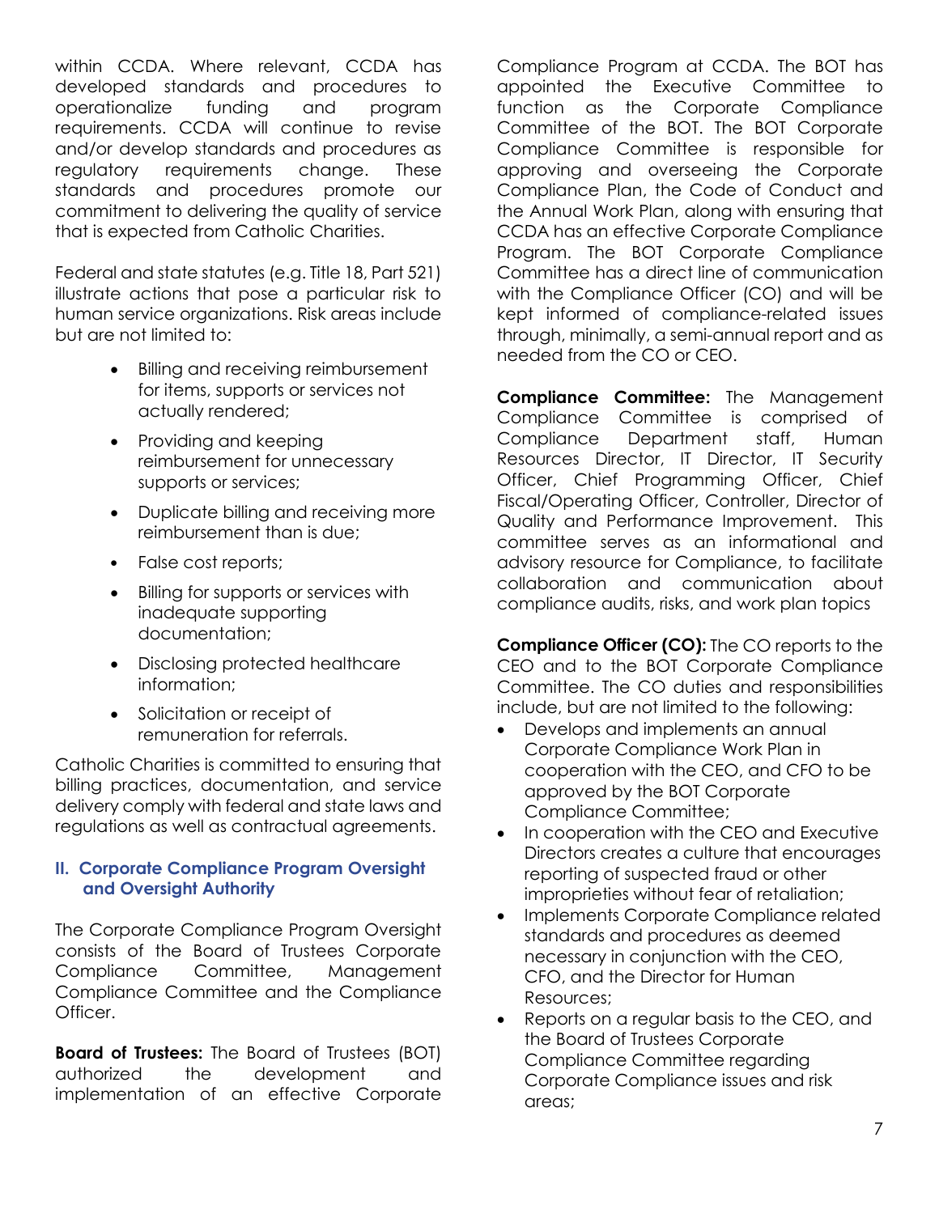within CCDA. Where relevant, CCDA has developed standards and procedures to operationalize funding and program requirements. CCDA will continue to revise and/or develop standards and procedures as regulatory requirements change. These standards and procedures promote our commitment to delivering the quality of service that is expected from Catholic Charities.

Federal and state statutes (e.g. Title 18, Part 521) illustrate actions that pose a particular risk to human service organizations. Risk areas include but are not limited to:

- Billing and receiving reimbursement for items, supports or services not actually rendered;
- Providing and keeping reimbursement for unnecessary supports or services;
- Duplicate billing and receiving more reimbursement than is due;
- False cost reports;
- Billing for supports or services with inadequate supporting documentation;
- Disclosing protected healthcare information;
- Solicitation or receipt of remuneration for referrals.

Catholic Charities is committed to ensuring that billing practices, documentation, and service delivery comply with federal and state laws and regulations as well as contractual agreements.

## II. Corporate Compliance Program Oversight and Oversight Authority

The Corporate Compliance Program Oversight consists of the Board of Trustees Corporate Compliance Committee, Management Compliance Committee and the Compliance Officer.

**Board of Trustees:** The Board of Trustees (BOT) authorized the development and implementation of an effective Corporate Compliance Program at CCDA. The BOT has appointed the Executive Committee to function as the Corporate Compliance Committee of the BOT. The BOT Corporate Compliance Committee is responsible for approving and overseeing the Corporate Compliance Plan, the Code of Conduct and the Annual Work Plan, along with ensuring that CCDA has an effective Corporate Compliance Program. The BOT Corporate Compliance Committee has a direct line of communication with the Compliance Officer (CO) and will be kept informed of compliance-related issues through, minimally, a semi-annual report and as needed from the CO or CEO.

**Compliance Committee:** The Management Compliance Committee is comprised of Compliance Department staff, Human Resources Director, IT Director, IT Security Officer, Chief Programming Officer, Chief Fiscal/Operating Officer, Controller, Director of Quality and Performance Improvement. This committee serves as an informational and advisory resource for Compliance, to facilitate collaboration and communication about compliance audits, risks, and work plan topics

**Compliance Officer (CO):** The CO reports to the CEO and to the BOT Corporate Compliance Committee. The CO duties and responsibilities include, but are not limited to the following:

- Develops and implements an annual Corporate Compliance Work Plan in cooperation with the CEO, and CFO to be approved by the BOT Corporate Compliance Committee;
- In cooperation with the CEO and Executive Directors creates a culture that encourages reporting of suspected fraud or other improprieties without fear of retaliation;
- Implements Corporate Compliance related standards and procedures as deemed necessary in conjunction with the CEO, CFO, and the Director for Human Resources;
- Reports on a regular basis to the CEO, and the Board of Trustees Corporate Compliance Committee regarding Corporate Compliance issues and risk areas;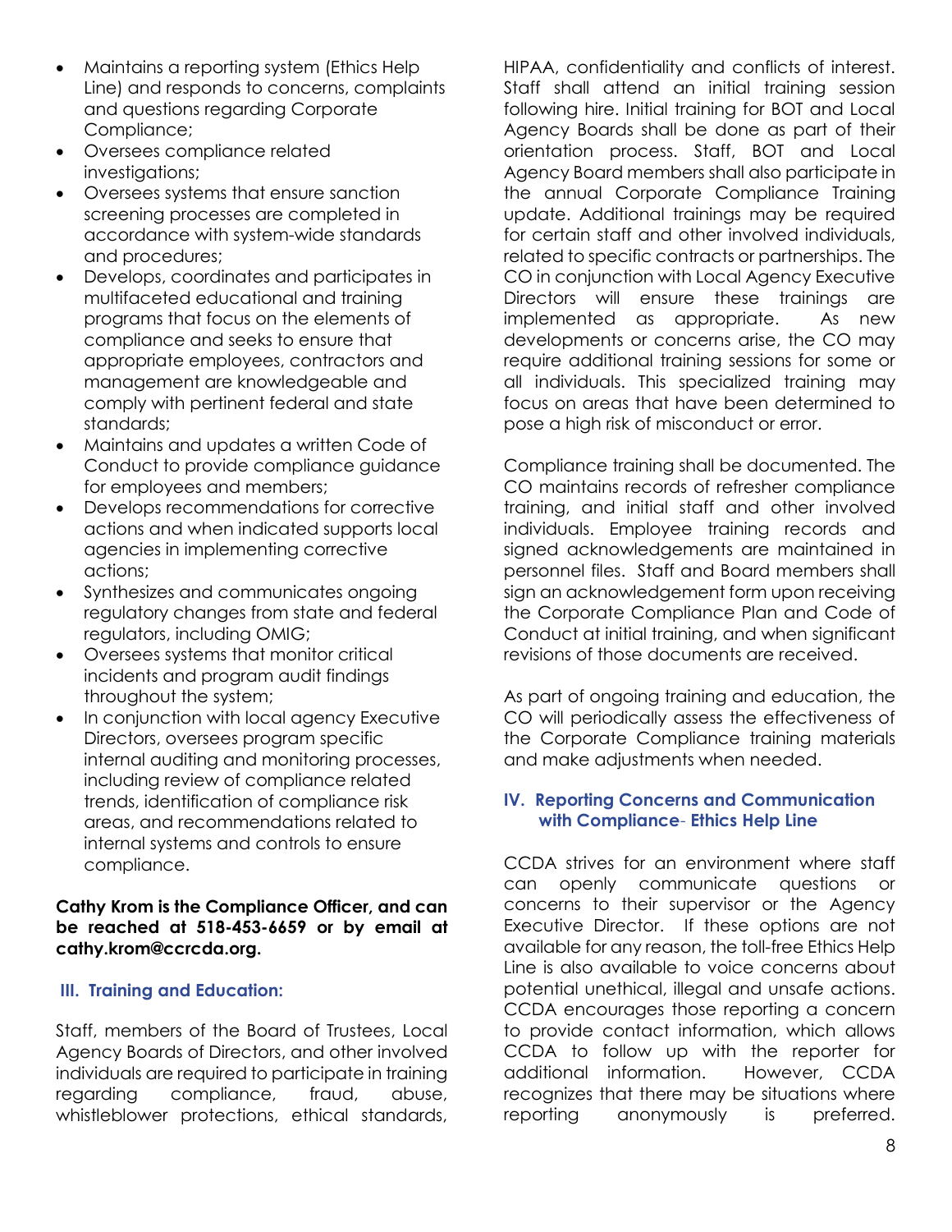- Maintains a reporting system (Ethics Help Line) and responds to concerns, complaints and questions regarding Corporate Compliance;
- Oversees compliance related investigations;
- Oversees systems that ensure sanction screening processes are completed in accordance with system-wide standards and procedures;
- Develops, coordinates and participates in multifaceted educational and training programs that focus on the elements of compliance and seeks to ensure that appropriate employees, contractors and management are knowledgeable and comply with pertinent federal and state standards;
- Maintains and updates a written Code of Conduct to provide compliance guidance for employees and members;
- Develops recommendations for corrective actions and when indicated supports local agencies in implementing corrective actions;
- Synthesizes and communicates ongoing regulatory changes from state and federal regulators, including OMIG;
- Oversees systems that monitor critical incidents and program audit findings throughout the system;
- In conjunction with local agency Executive Directors, oversees program specific internal auditing and monitoring processes, including review of compliance related trends, identification of compliance risk areas, and recommendations related to internal systems and controls to ensure compliance.

**Cathy Krom is the Compliance Officer, and can be reached at 518-453-6659 or by email at cathy.krom@ccrcda.org.**

## III. Training and Education:

Staff, members of the Board of Trustees, Local Agency Boards of Directors, and other involved individuals are required to participate in training regarding compliance, fraud, abuse, whistleblower protections, ethical standards, HIPAA, confidentiality and conflicts of interest. Staff shall attend an initial training session following hire. Initial training for BOT and Local Agency Boards shall be done as part of their orientation process. Staff, BOT and Local Agency Board members shall also participate in the annual Corporate Compliance Training update. Additional trainings may be required for certain staff and other involved individuals, related to specific contracts or partnerships. The CO in conjunction with Local Agency Executive Directors will ensure these trainings are implemented as appropriate. As new developments or concerns arise, the CO may require additional training sessions for some or all individuals. This specialized training may focus on areas that have been determined to pose a high risk of misconduct or error.

Compliance training shall be documented. The CO maintains records of refresher compliance training, and initial staff and other involved individuals. Employee training records and signed acknowledgements are maintained in personnel files. Staff and Board members shall sign an acknowledgement form upon receiving the Corporate Compliance Plan and Code of Conduct at initial training, and when significant revisions of those documents are received.

As part of ongoing training and education, the CO will periodically assess the effectiveness of the Corporate Compliance training materials and make adjustments when needed.

## IV. Reporting Concerns and Communication with Compliance- Ethics Help Line

CCDA strives for an environment where staff can openly communicate questions or concerns to their supervisor or the Agency Executive Director. If these options are not available for any reason, the toll-free Ethics Help Line is also available to voice concerns about potential unethical, illegal and unsafe actions. CCDA encourages those reporting a concern to provide contact information, which allows CCDA to follow up with the reporter for additional information. However, CCDA recognizes that there may be situations where reporting anonymously is preferred.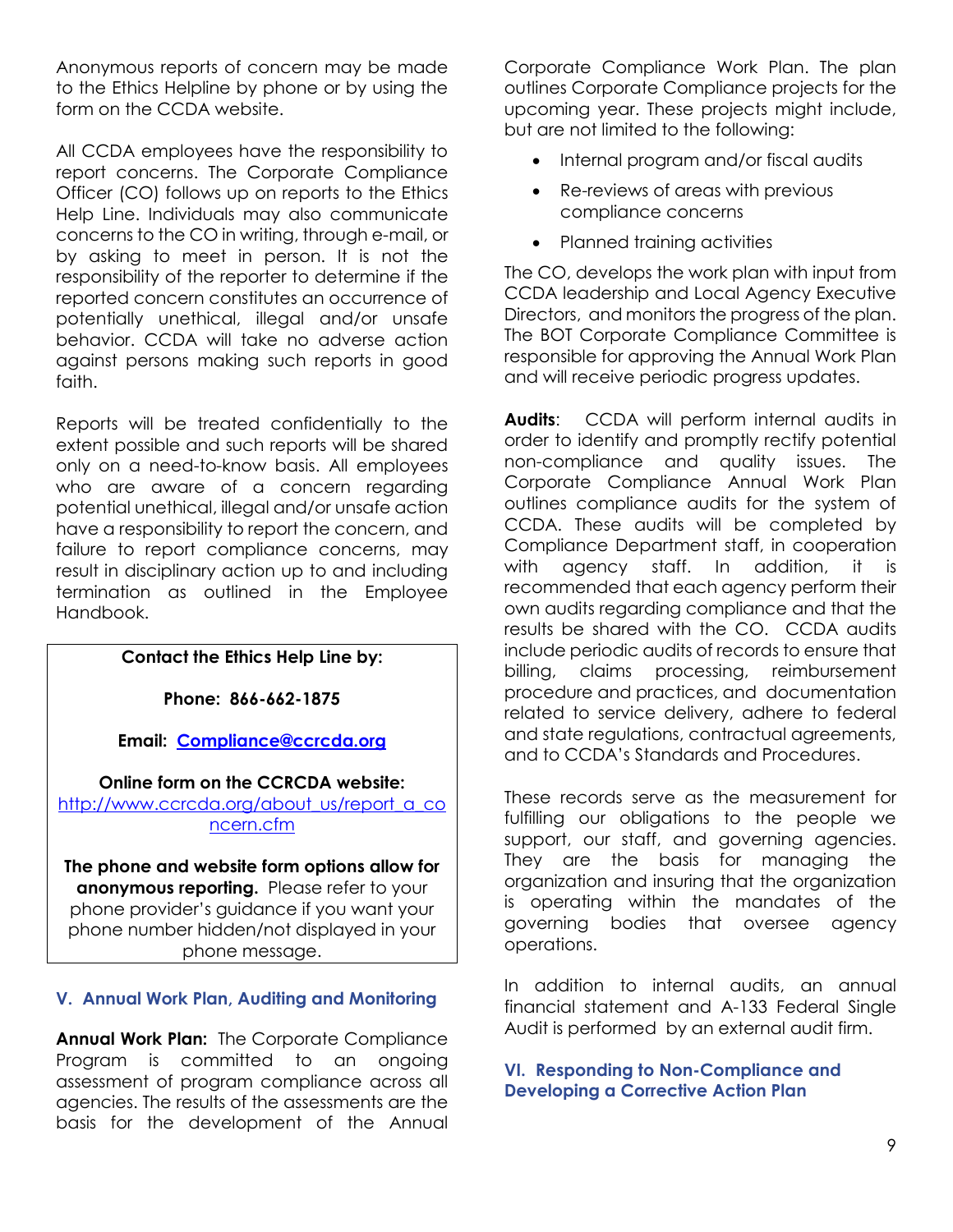Anonymous reports of concern may be made to the Ethics Helpline by phone or by using the form on the CCDA website.

All CCDA employees have the responsibility to report concerns. The Corporate Compliance Officer (CO) follows up on reports to the Ethics Help Line. Individuals may also communicate concerns to the CO in writing, through e-mail, or by asking to meet in person. It is not the responsibility of the reporter to determine if the reported concern constitutes an occurrence of potentially unethical, illegal and/or unsafe behavior. CCDA will take no adverse action against persons making such reports in good faith.

Reports will be treated confidentially to the extent possible and such reports will be shared only on a need-to-know basis. All employees who are aware of a concern regarding potential unethical, illegal and/or unsafe action have a responsibility to report the concern, and failure to report compliance concerns, may result in disciplinary action up to and including termination as outlined in the Employee Handbook.

> **Contact the Ethics Help Line by:**
>
> **Phone: 866-662-1875**
>
> **Email: [Compliance@ccrcda.org](mailto:Compliance@ccrcda.org)**
>
> **Online form on the CCRCDA website:**
> [http://www.ccrcda.org/about_us/report_a_concern.cfm](http://www.ccrcda.org/about_us/report_a_concern.cfm)
>
> **The phone and website form options allow for anonymous reporting.** Please refer to your phone provider's guidance if you want your phone number hidden/not displayed in your phone message.

## V. Annual Work Plan, Auditing and Monitoring

**Annual Work Plan:** The Corporate Compliance Program is committed to an ongoing assessment of program compliance across all agencies. The results of the assessments are the basis for the development of the Annual Corporate Compliance Work Plan. The plan outlines Corporate Compliance projects for the upcoming year. These projects might include, but are not limited to the following:

- Internal program and/or fiscal audits
- Re-reviews of areas with previous compliance concerns
- Planned training activities

The CO, develops the work plan with input from CCDA leadership and Local Agency Executive Directors, and monitors the progress of the plan. The BOT Corporate Compliance Committee is responsible for approving the Annual Work Plan and will receive periodic progress updates.

**Audits**: CCDA will perform internal audits in order to identify and promptly rectify potential non-compliance and quality issues. The Corporate Compliance Annual Work Plan outlines compliance audits for the system of CCDA. These audits will be completed by Compliance Department staff, in cooperation with agency staff. In addition, it is recommended that each agency perform their own audits regarding compliance and that the results be shared with the CO. CCDA audits include periodic audits of records to ensure that billing, claims processing, reimbursement procedure and practices, and documentation related to service delivery, adhere to federal and state regulations, contractual agreements, and to CCDA's Standards and Procedures.

These records serve as the measurement for fulfilling our obligations to the people we support, our staff, and governing agencies. They are the basis for managing the organization and insuring that the organization is operating within the mandates of the governing bodies that oversee agency operations.

In addition to internal audits, an annual financial statement and A-133 Federal Single Audit is performed by an external audit firm.

## VI. Responding to Non-Compliance and Developing a Corrective Action Plan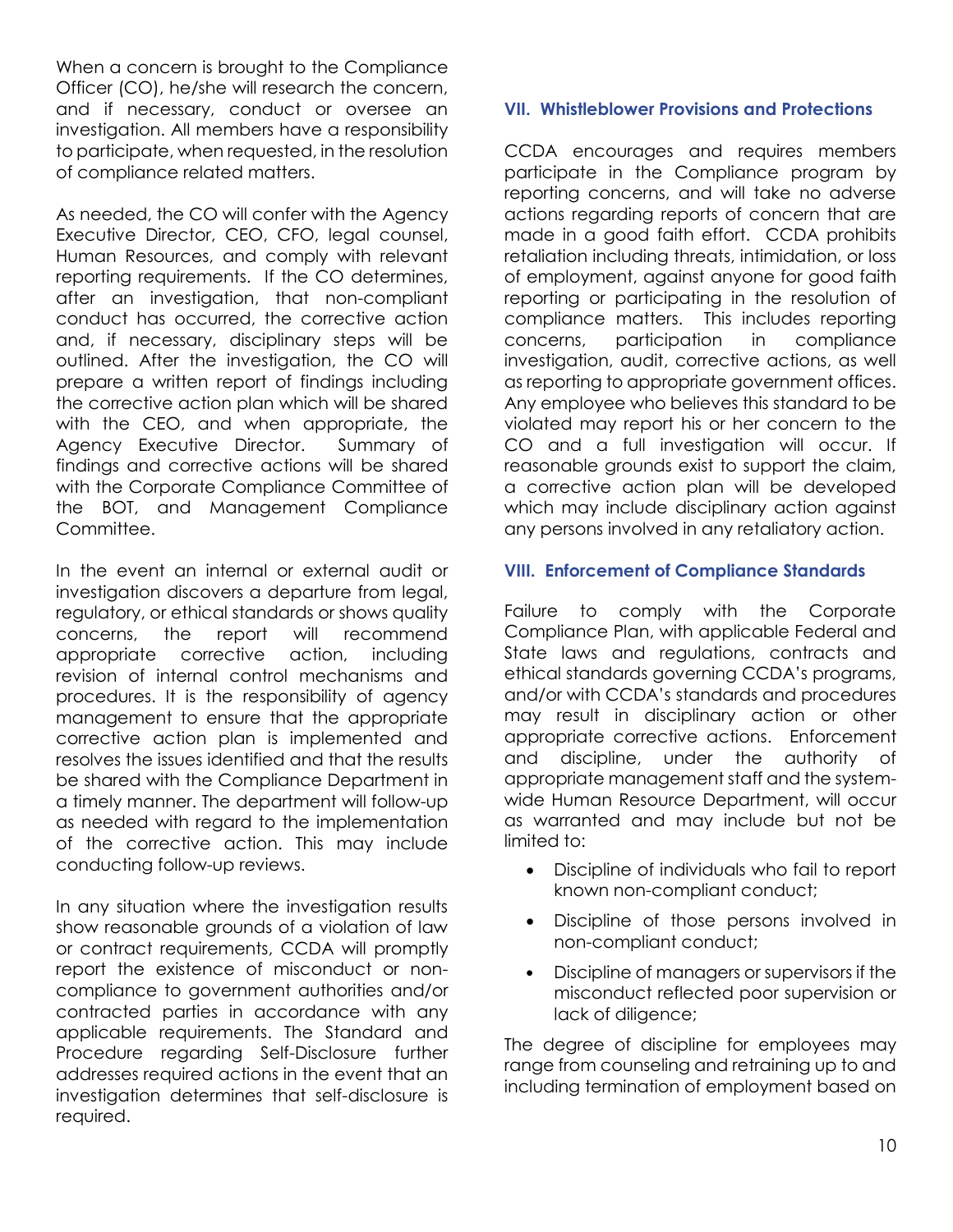When a concern is brought to the Compliance Officer (CO), he/she will research the concern, and if necessary, conduct or oversee an investigation. All members have a responsibility to participate, when requested, in the resolution of compliance related matters.

As needed, the CO will confer with the Agency Executive Director, CEO, CFO, legal counsel, Human Resources, and comply with relevant reporting requirements. If the CO determines, after an investigation, that non-compliant conduct has occurred, the corrective action and, if necessary, disciplinary steps will be outlined. After the investigation, the CO will prepare a written report of findings including the corrective action plan which will be shared with the CEO, and when appropriate, the Agency Executive Director. Summary of findings and corrective actions will be shared with the Corporate Compliance Committee of the BOT, and Management Compliance Committee.

In the event an internal or external audit or investigation discovers a departure from legal, regulatory, or ethical standards or shows quality concerns, the report will recommend appropriate corrective action, including revision of internal control mechanisms and procedures. It is the responsibility of agency management to ensure that the appropriate corrective action plan is implemented and resolves the issues identified and that the results be shared with the Compliance Department in a timely manner. The department will follow-up as needed with regard to the implementation of the corrective action. This may include conducting follow-up reviews.

In any situation where the investigation results show reasonable grounds of a violation of law or contract requirements, CCDA will promptly report the existence of misconduct or non-compliance to government authorities and/or contracted parties in accordance with any applicable requirements. The Standard and Procedure regarding Self-Disclosure further addresses required actions in the event that an investigation determines that self-disclosure is required.

## VII. Whistleblower Provisions and Protections

CCDA encourages and requires members participate in the Compliance program by reporting concerns, and will take no adverse actions regarding reports of concern that are made in a good faith effort. CCDA prohibits retaliation including threats, intimidation, or loss of employment, against anyone for good faith reporting or participating in the resolution of compliance matters. This includes reporting concerns, participation in compliance investigation, audit, corrective actions, as well as reporting to appropriate government offices. Any employee who believes this standard to be violated may report his or her concern to the CO and a full investigation will occur. If reasonable grounds exist to support the claim, a corrective action plan will be developed which may include disciplinary action against any persons involved in any retaliatory action.

## VIII. Enforcement of Compliance Standards

Failure to comply with the Corporate Compliance Plan, with applicable Federal and State laws and regulations, contracts and ethical standards governing CCDA's programs, and/or with CCDA's standards and procedures may result in disciplinary action or other appropriate corrective actions. Enforcement and discipline, under the authority of appropriate management staff and the system-wide Human Resource Department, will occur as warranted and may include but not be limited to:

- Discipline of individuals who fail to report known non-compliant conduct;
- Discipline of those persons involved in non-compliant conduct;
- Discipline of managers or supervisors if the misconduct reflected poor supervision or lack of diligence;

The degree of discipline for employees may range from counseling and retraining up to and including termination of employment based on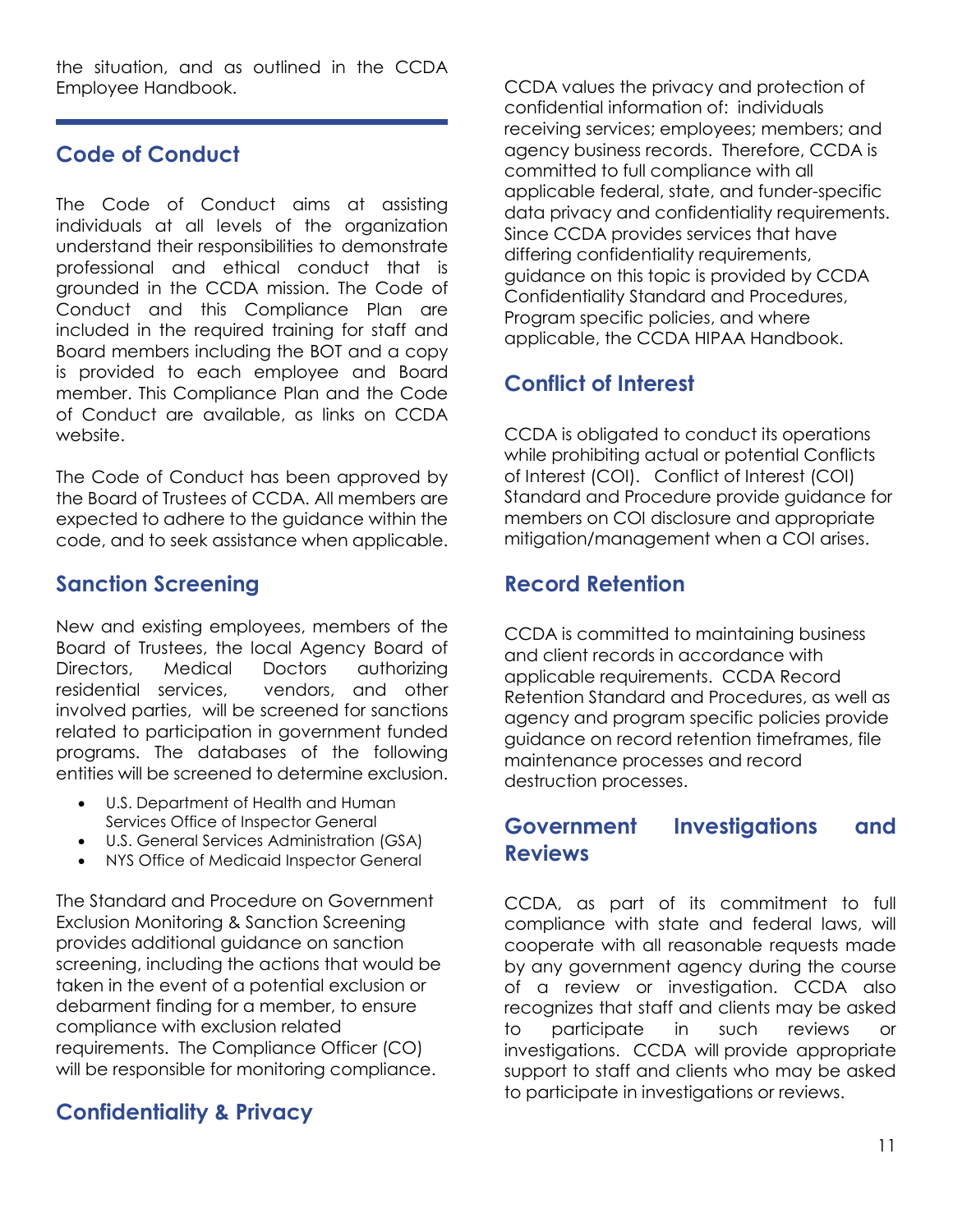the situation, and as outlined in the CCDA Employee Handbook.

## Code of Conduct

The Code of Conduct aims at assisting individuals at all levels of the organization understand their responsibilities to demonstrate professional and ethical conduct that is grounded in the CCDA mission. The Code of Conduct and this Compliance Plan are included in the required training for staff and Board members including the BOT and a copy is provided to each employee and Board member. This Compliance Plan and the Code of Conduct are available, as links on CCDA website.

The Code of Conduct has been approved by the Board of Trustees of CCDA. All members are expected to adhere to the guidance within the code, and to seek assistance when applicable.

## Sanction Screening

New and existing employees, members of the Board of Trustees, the local Agency Board of Directors, Medical Doctors authorizing residential services, vendors, and other involved parties, will be screened for sanctions related to participation in government funded programs. The databases of the following entities will be screened to determine exclusion.

- U.S. Department of Health and Human Services Office of Inspector General
- U.S. General Services Administration (GSA)
- NYS Office of Medicaid Inspector General

The Standard and Procedure on Government Exclusion Monitoring & Sanction Screening provides additional guidance on sanction screening, including the actions that would be taken in the event of a potential exclusion or debarment finding for a member, to ensure compliance with exclusion related requirements. The Compliance Officer (CO) will be responsible for monitoring compliance.

## Confidentiality & Privacy

CCDA values the privacy and protection of confidential information of: individuals receiving services; employees; members; and agency business records. Therefore, CCDA is committed to full compliance with all applicable federal, state, and funder-specific data privacy and confidentiality requirements. Since CCDA provides services that have differing confidentiality requirements, guidance on this topic is provided by CCDA Confidentiality Standard and Procedures, Program specific policies, and where applicable, the CCDA HIPAA Handbook.

## Conflict of Interest

CCDA is obligated to conduct its operations while prohibiting actual or potential Conflicts of Interest (COI). Conflict of Interest (COI) Standard and Procedure provide guidance for members on COI disclosure and appropriate mitigation/management when a COI arises.

## Record Retention

CCDA is committed to maintaining business and client records in accordance with applicable requirements. CCDA Record Retention Standard and Procedures, as well as agency and program specific policies provide guidance on record retention timeframes, file maintenance processes and record destruction processes.

## Government Investigations and Reviews

CCDA, as part of its commitment to full compliance with state and federal laws, will cooperate with all reasonable requests made by any government agency during the course of a review or investigation. CCDA also recognizes that staff and clients may be asked to participate in such reviews or investigations. CCDA will provide appropriate support to staff and clients who may be asked to participate in investigations or reviews.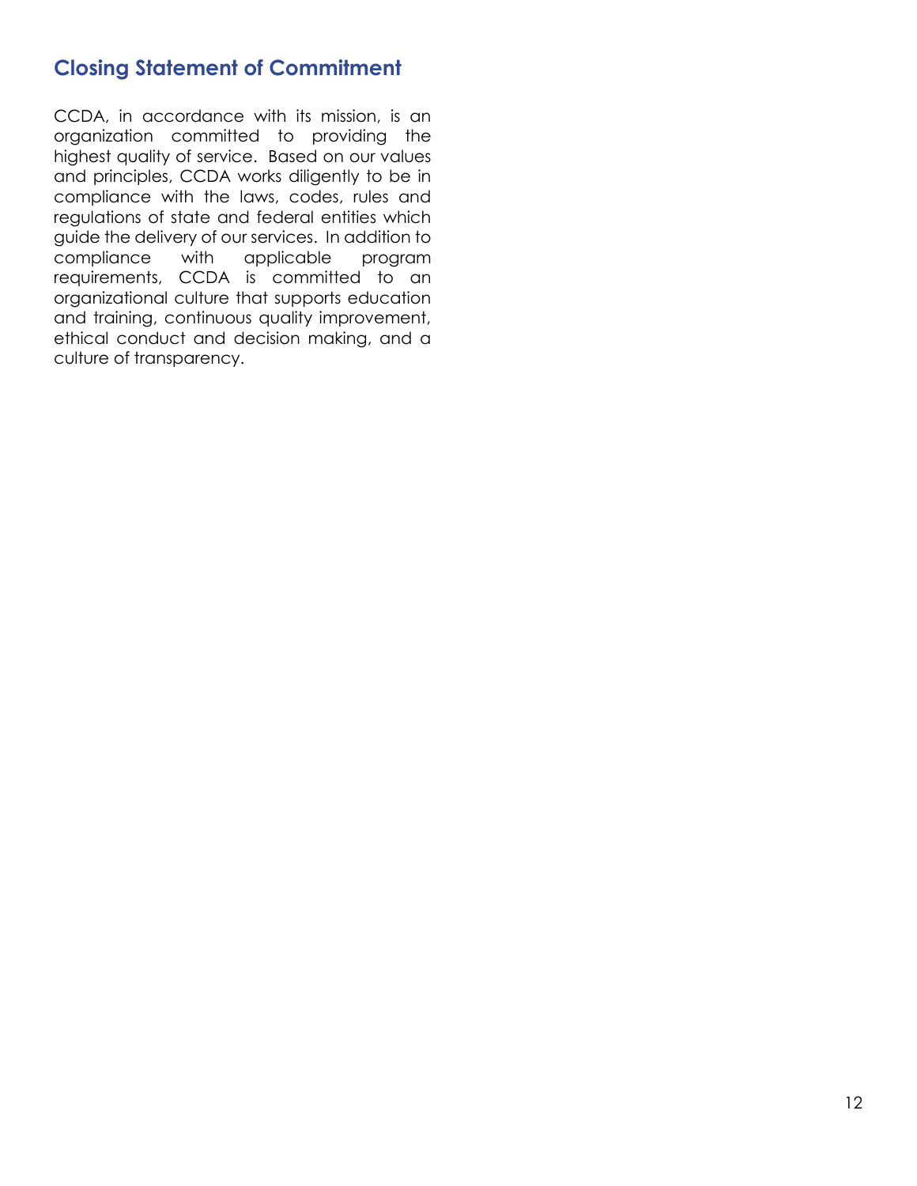## Closing Statement of Commitment

CCDA, in accordance with its mission, is an organization committed to providing the highest quality of service. Based on our values and principles, CCDA works diligently to be in compliance with the laws, codes, rules and regulations of state and federal entities which guide the delivery of our services. In addition to compliance with applicable program requirements, CCDA is committed to an organizational culture that supports education and training, continuous quality improvement, ethical conduct and decision making, and a culture of transparency.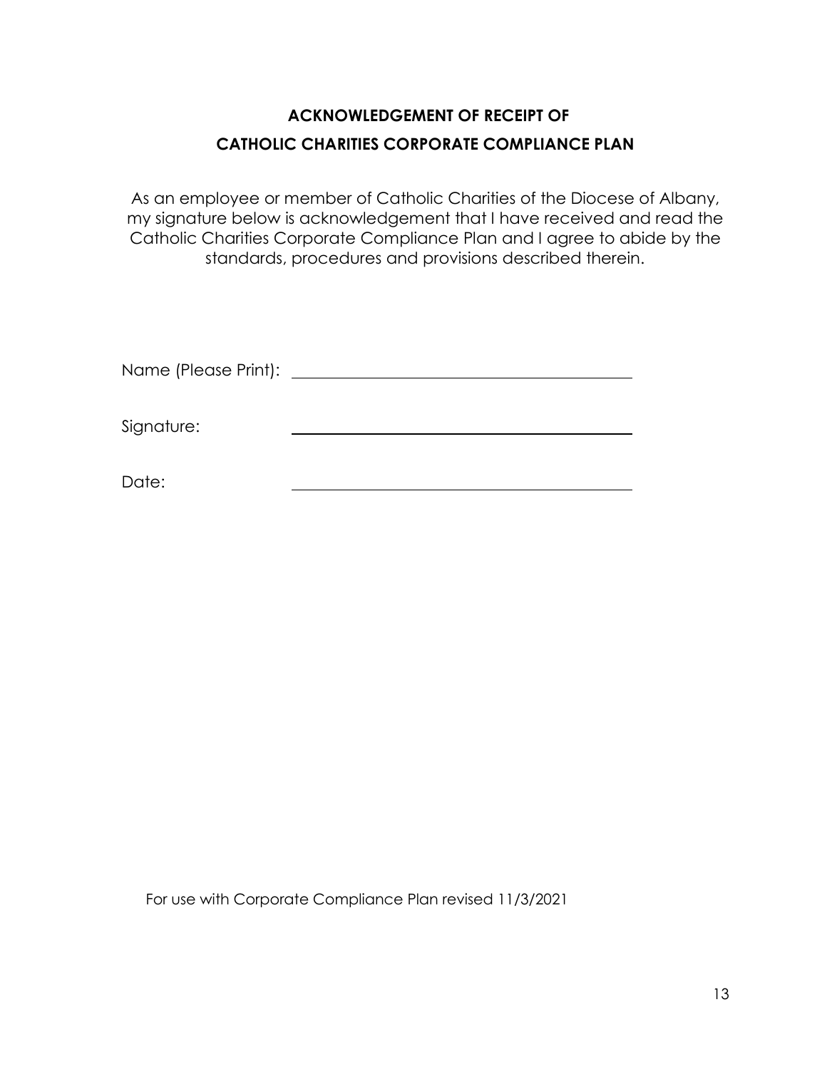## ACKNOWLEDGEMENT OF RECEIPT OF CATHOLIC CHARITIES CORPORATE COMPLIANCE PLAN

As an employee or member of Catholic Charities of the Diocese of Albany, my signature below is acknowledgement that I have received and read the Catholic Charities Corporate Compliance Plan and I agree to abide by the standards, procedures and provisions described therein.

Name (Please Print): ________________________________________

Signature: ________________________________________

Date: ________________________________________

For use with Corporate Compliance Plan revised 11/3/2021